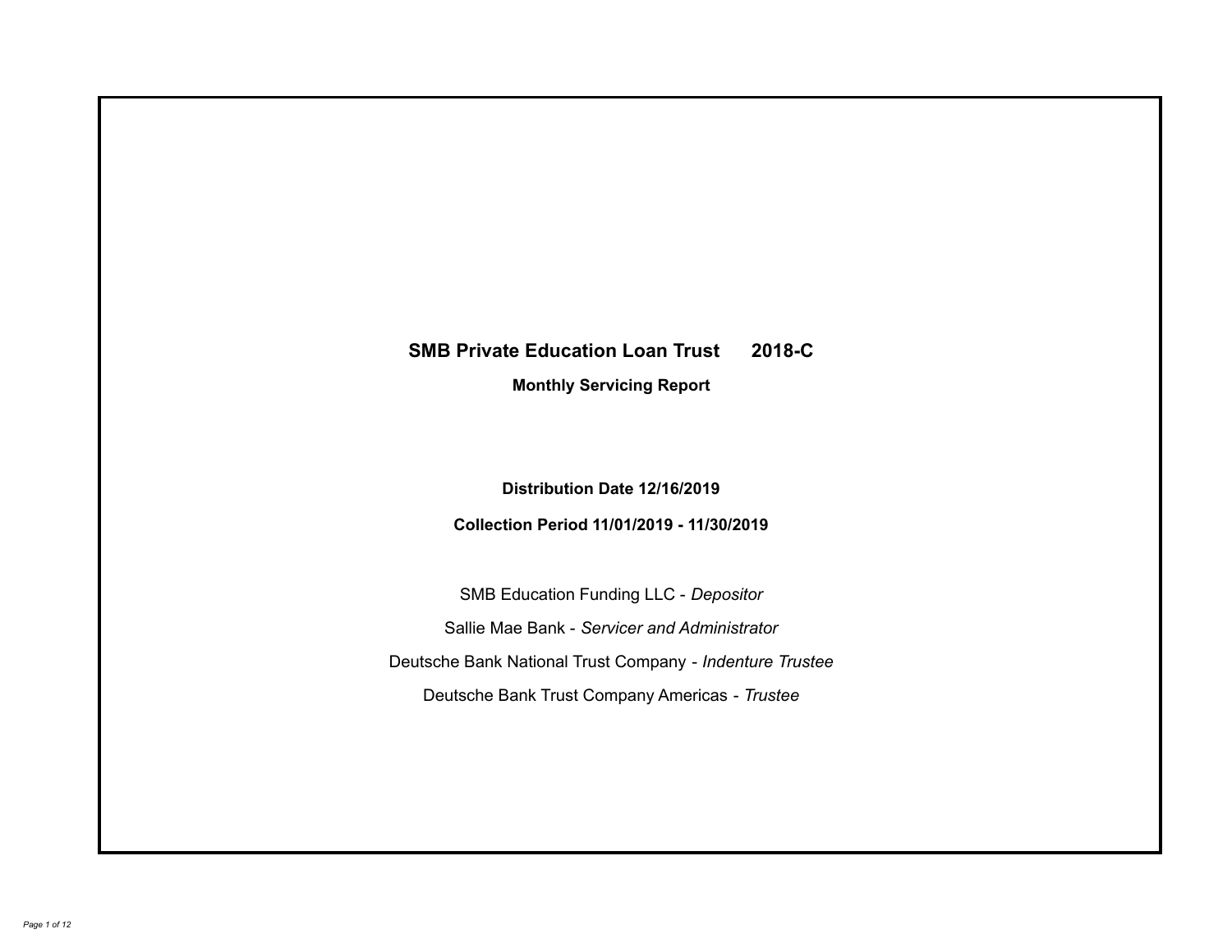# SMB Private Education Loan Trust 2018-C

## Monthly Servicing Report

**Distribution Date 12/16/2019**

**Collection Period 11/01/2019 - 11/30/2019**

SMB Education Funding LLC - *Depositor*

Sallie Mae Bank - *Servicer and Administrator*

Deutsche Bank National Trust Company - *Indenture Trustee*

Deutsche Bank Trust Company Americas - *Trustee*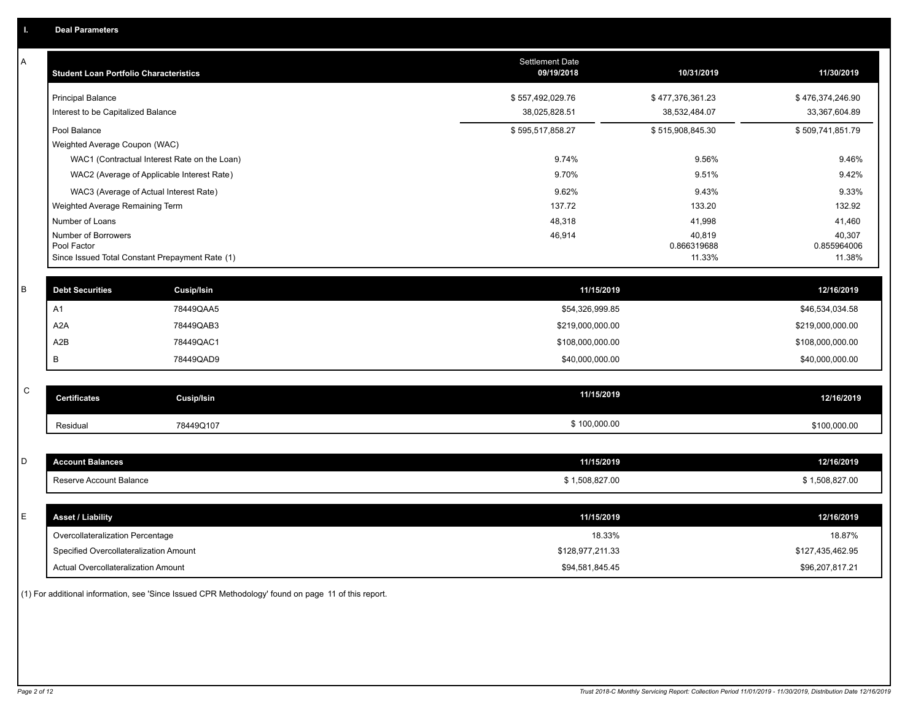## I. Deal Parameters

### A

| Student Loan Portfolio Characteristics | Settlement Date 09/19/2018 | 10/31/2019 | 11/30/2019 |
|---|---|---|---|
| Principal Balance | $ 557,492,029.76 | $ 477,376,361.23 | $ 476,374,246.90 |
| Interest to be Capitalized Balance | 38,025,828.51 | 38,532,484.07 | 33,367,604.89 |
| Pool Balance | $ 595,517,858.27 | $ 515,908,845.30 | $ 509,741,851.79 |
| Weighted Average Coupon (WAC) | | | |
| WAC1 (Contractual Interest Rate on the Loan) | 9.74% | 9.56% | 9.46% |
| WAC2 (Average of Applicable Interest Rate) | 9.70% | 9.51% | 9.42% |
| WAC3 (Average of Actual Interest Rate) | 9.62% | 9.43% | 9.33% |
| Weighted Average Remaining Term | 137.72 | 133.20 | 132.92 |
| Number of Loans | 48,318 | 41,998 | 41,460 |
| Number of Borrowers | 46,914 | 40,819 | 40,307 |
| Pool Factor | | 0.866319688 | 0.855964006 |
| Since Issued Total Constant Prepayment Rate (1) | | 11.33% | 11.38% |

### B

| Debt Securities | Cusip/Isin | 11/15/2019 | 12/16/2019 |
|---|---|---|---|
| A1 | 78449QAA5 | $54,326,999.85 | $46,534,034.58 |
| A2A | 78449QAB3 | $219,000,000.00 | $219,000,000.00 |
| A2B | 78449QAC1 | $108,000,000.00 | $108,000,000.00 |
| B | 78449QAD9 | $40,000,000.00 | $40,000,000.00 |

### C

| Certificates | Cusip/Isin | 11/15/2019 | 12/16/2019 |
|---|---|---|---|
| Residual | 78449Q107 | $ 100,000.00 | $100,000.00 |

### D

| Account Balances | 11/15/2019 | 12/16/2019 |
|---|---|---|
| Reserve Account Balance | $ 1,508,827.00 | $ 1,508,827.00 |

### E

| Asset / Liability | 11/15/2019 | 12/16/2019 |
|---|---|---|
| Overcollateralization Percentage | 18.33% | 18.87% |
| Specified Overcollateralization Amount | $128,977,211.33 | $127,435,462.95 |
| Actual Overcollateralization Amount | $94,581,845.45 | $96,207,817.21 |

(1) For additional information, see 'Since Issued CPR Methodology' found on page 11 of this report.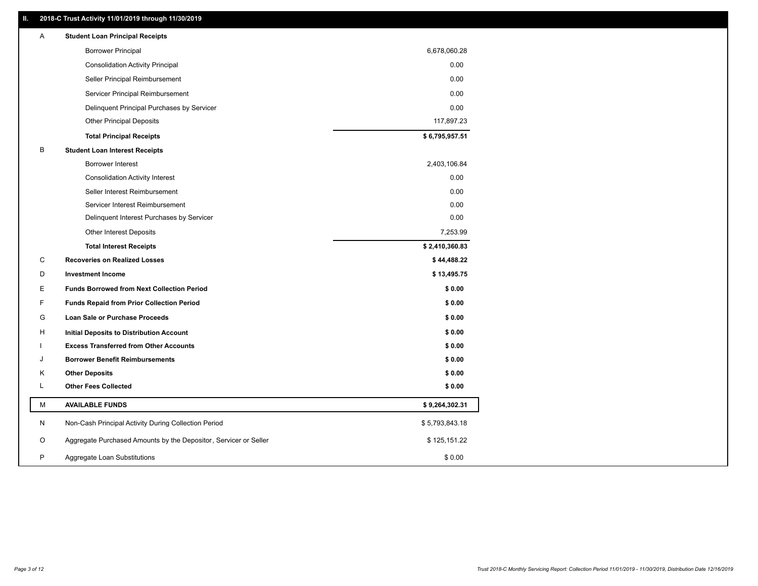## II. 2018-C Trust Activity 11/01/2019 through 11/30/2019

| | | |
|---|---|---|
| A | **Student Loan Principal Receipts** | |
| | Borrower Principal | 6,678,060.28 |
| | Consolidation Activity Principal | 0.00 |
| | Seller Principal Reimbursement | 0.00 |
| | Servicer Principal Reimbursement | 0.00 |
| | Delinquent Principal Purchases by Servicer | 0.00 |
| | Other Principal Deposits | 117,897.23 |
| | **Total Principal Receipts** | **$ 6,795,957.51** |
| B | **Student Loan Interest Receipts** | |
| | Borrower Interest | 2,403,106.84 |
| | Consolidation Activity Interest | 0.00 |
| | Seller Interest Reimbursement | 0.00 |
| | Servicer Interest Reimbursement | 0.00 |
| | Delinquent Interest Purchases by Servicer | 0.00 |
| | Other Interest Deposits | 7,253.99 |
| | **Total Interest Receipts** | **$ 2,410,360.83** |
| C | **Recoveries on Realized Losses** | **$ 44,488.22** |
| D | **Investment Income** | **$ 13,495.75** |
| E | **Funds Borrowed from Next Collection Period** | **$ 0.00** |
| F | **Funds Repaid from Prior Collection Period** | **$ 0.00** |
| G | **Loan Sale or Purchase Proceeds** | **$ 0.00** |
| H | **Initial Deposits to Distribution Account** | **$ 0.00** |
| I | **Excess Transferred from Other Accounts** | **$ 0.00** |
| J | **Borrower Benefit Reimbursements** | **$ 0.00** |
| K | **Other Deposits** | **$ 0.00** |
| L | **Other Fees Collected** | **$ 0.00** |
| M | **AVAILABLE FUNDS** | **$ 9,264,302.31** |
| N | Non-Cash Principal Activity During Collection Period | $ 5,793,843.18 |
| O | Aggregate Purchased Amounts by the Depositor, Servicer or Seller | $ 125,151.22 |
| P | Aggregate Loan Substitutions | $ 0.00 |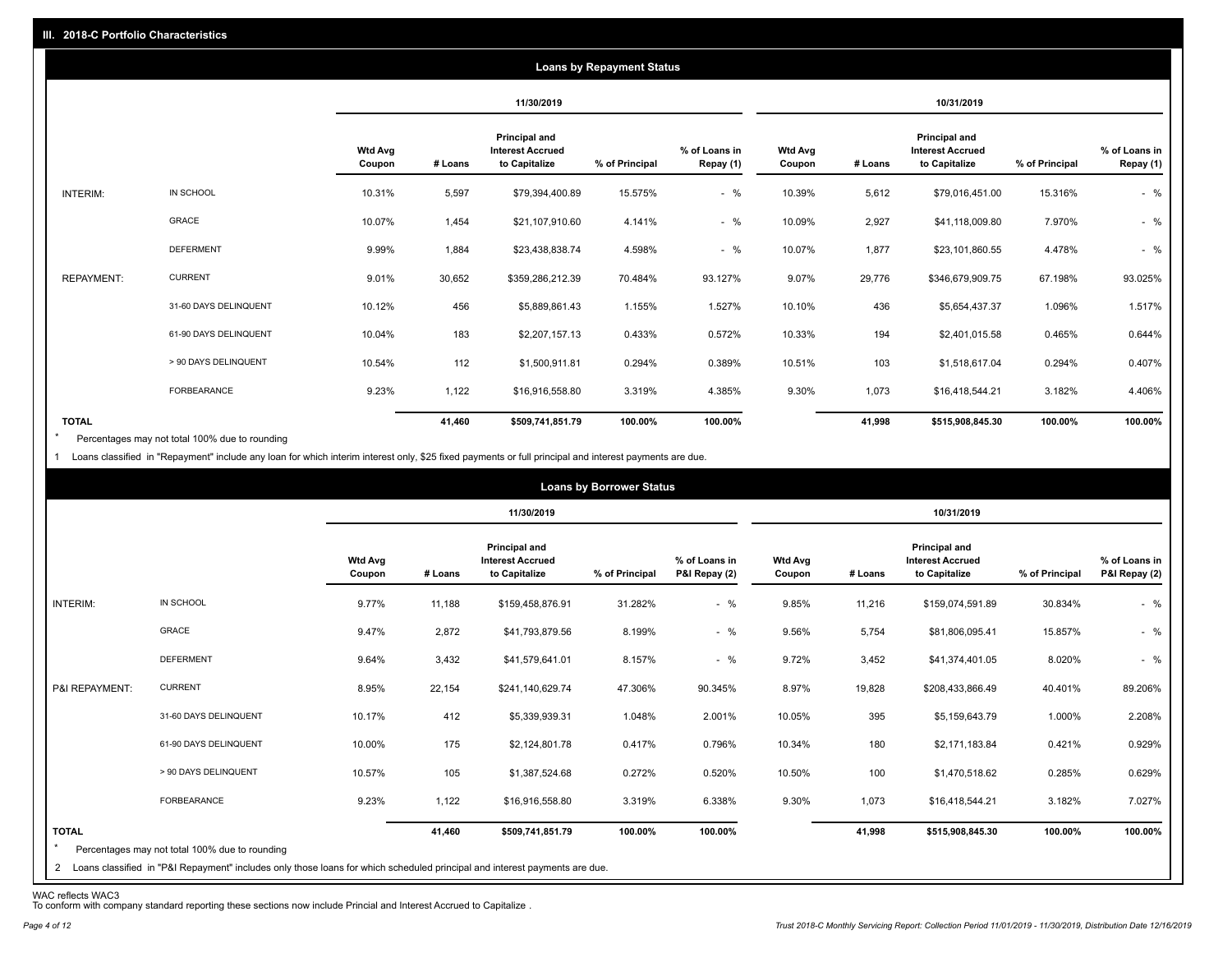## III. 2018-C Portfolio Characteristics

### Loans by Repayment Status

| | | 11/30/2019 | | | | | 10/31/2019 | | | | |
|---|---|---|---|---|---|---|---|---|---|---|---|
| | | Wtd Avg Coupon | # Loans | Principal and Interest Accrued to Capitalize | % of Principal | % of Loans in Repay (1) | Wtd Avg Coupon | # Loans | Principal and Interest Accrued to Capitalize | % of Principal | % of Loans in Repay (1) |
| INTERIM: | IN SCHOOL | 10.31% | 5,597 | $79,394,400.89 | 15.575% | - % | 10.39% | 5,612 | $79,016,451.00 | 15.316% | - % |
| | GRACE | 10.07% | 1,454 | $21,107,910.60 | 4.141% | - % | 10.09% | 2,927 | $41,118,009.80 | 7.970% | - % |
| | DEFERMENT | 9.99% | 1,884 | $23,438,838.74 | 4.598% | - % | 10.07% | 1,877 | $23,101,860.55 | 4.478% | - % |
| REPAYMENT: | CURRENT | 9.01% | 30,652 | $359,286,212.39 | 70.484% | 93.127% | 9.07% | 29,776 | $346,679,909.75 | 67.198% | 93.025% |
| | 31-60 DAYS DELINQUENT | 10.12% | 456 | $5,889,861.43 | 1.155% | 1.527% | 10.10% | 436 | $5,654,437.37 | 1.096% | 1.517% |
| | 61-90 DAYS DELINQUENT | 10.04% | 183 | $2,207,157.13 | 0.433% | 0.572% | 10.33% | 194 | $2,401,015.58 | 0.465% | 0.644% |
| | > 90 DAYS DELINQUENT | 10.54% | 112 | $1,500,911.81 | 0.294% | 0.389% | 10.51% | 103 | $1,518,617.04 | 0.294% | 0.407% |
| | FORBEARANCE | 9.23% | 1,122 | $16,916,558.80 | 3.319% | 4.385% | 9.30% | 1,073 | $16,418,544.21 | 3.182% | 4.406% |
| TOTAL | | | 41,460 | $509,741,851.79 | 100.00% | 100.00% | | 41,998 | $515,908,845.30 | 100.00% | 100.00% |

* Percentages may not total 100% due to rounding

1 Loans classified in "Repayment" include any loan for which interim interest only, $25 fixed payments or full principal and interest payments are due.

### Loans by Borrower Status

| | | 11/30/2019 | | | | | 10/31/2019 | | | | |
|---|---|---|---|---|---|---|---|---|---|---|---|
| | | Wtd Avg Coupon | # Loans | Principal and Interest Accrued to Capitalize | % of Principal | % of Loans in P&I Repay (2) | Wtd Avg Coupon | # Loans | Principal and Interest Accrued to Capitalize | % of Principal | % of Loans in P&I Repay (2) |
| INTERIM: | IN SCHOOL | 9.77% | 11,188 | $159,458,876.91 | 31.282% | - % | 9.85% | 11,216 | $159,074,591.89 | 30.834% | - % |
| | GRACE | 9.47% | 2,872 | $41,793,879.56 | 8.199% | - % | 9.56% | 5,754 | $81,806,095.41 | 15.857% | - % |
| | DEFERMENT | 9.64% | 3,432 | $41,579,641.01 | 8.157% | - % | 9.72% | 3,452 | $41,374,401.05 | 8.020% | - % |
| P&I REPAYMENT: | CURRENT | 8.95% | 22,154 | $241,140,629.74 | 47.306% | 90.345% | 8.97% | 19,828 | $208,433,866.49 | 40.401% | 89.206% |
| | 31-60 DAYS DELINQUENT | 10.17% | 412 | $5,339,939.31 | 1.048% | 2.001% | 10.05% | 395 | $5,159,643.79 | 1.000% | 2.208% |
| | 61-90 DAYS DELINQUENT | 10.00% | 175 | $2,124,801.78 | 0.417% | 0.796% | 10.34% | 180 | $2,171,183.84 | 0.421% | 0.929% |
| | > 90 DAYS DELINQUENT | 10.57% | 105 | $1,387,524.68 | 0.272% | 0.520% | 10.50% | 100 | $1,470,518.62 | 0.285% | 0.629% |
| | FORBEARANCE | 9.23% | 1,122 | $16,916,558.80 | 3.319% | 6.338% | 9.30% | 1,073 | $16,418,544.21 | 3.182% | 7.027% |
| TOTAL | | | 41,460 | $509,741,851.79 | 100.00% | 100.00% | | 41,998 | $515,908,845.30 | 100.00% | 100.00% |

* Percentages may not total 100% due to rounding

2 Loans classified in "P&I Repayment" includes only those loans for which scheduled principal and interest payments are due.

WAC reflects WAC3
To conform with company standard reporting these sections now include Princial and Interest Accrued to Capitalize .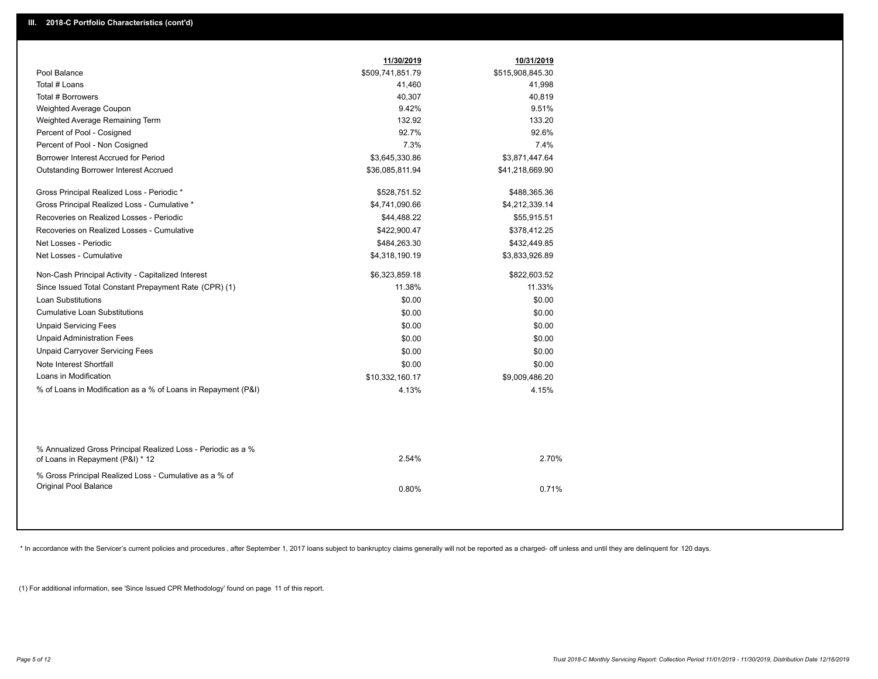## III. 2018-C Portfolio Characteristics (cont'd)

| | 11/30/2019 | 10/31/2019 |
|---|---|---|
| Pool Balance | $509,741,851.79 | $515,908,845.30 |
| Total # Loans | 41,460 | 41,998 |
| Total # Borrowers | 40,307 | 40,819 |
| Weighted Average Coupon | 9.42% | 9.51% |
| Weighted Average Remaining Term | 132.92 | 133.20 |
| Percent of Pool - Cosigned | 92.7% | 92.6% |
| Percent of Pool - Non Cosigned | 7.3% | 7.4% |
| Borrower Interest Accrued for Period | $3,645,330.86 | $3,871,447.64 |
| Outstanding Borrower Interest Accrued | $36,085,811.94 | $41,218,669.90 |
| Gross Principal Realized Loss - Periodic * | $528,751.52 | $488,365.36 |
| Gross Principal Realized Loss - Cumulative * | $4,741,090.66 | $4,212,339.14 |
| Recoveries on Realized Losses - Periodic | $44,488.22 | $55,915.51 |
| Recoveries on Realized Losses - Cumulative | $422,900.47 | $378,412.25 |
| Net Losses - Periodic | $484,263.30 | $432,449.85 |
| Net Losses - Cumulative | $4,318,190.19 | $3,833,926.89 |
| Non-Cash Principal Activity - Capitalized Interest | $6,323,859.18 | $822,603.52 |
| Since Issued Total Constant Prepayment Rate (CPR) (1) | 11.38% | 11.33% |
| Loan Substitutions | $0.00 | $0.00 |
| Cumulative Loan Substitutions | $0.00 | $0.00 |
| Unpaid Servicing Fees | $0.00 | $0.00 |
| Unpaid Administration Fees | $0.00 | $0.00 |
| Unpaid Carryover Servicing Fees | $0.00 | $0.00 |
| Note Interest Shortfall | $0.00 | $0.00 |
| Loans in Modification | $10,332,160.17 | $9,009,486.20 |
| % of Loans in Modification as a % of Loans in Repayment (P&I) | 4.13% | 4.15% |
| % Annualized Gross Principal Realized Loss - Periodic as a % of Loans in Repayment (P&I) * 12 | 2.54% | 2.70% |
| % Gross Principal Realized Loss - Cumulative as a % of Original Pool Balance | 0.80% | 0.71% |

* In accordance with the Servicer's current policies and procedures , after September 1, 2017 loans subject to bankruptcy claims generally will not be reported as a charged- off unless and until they are delinquent for 120 days.

(1) For additional information, see 'Since Issued CPR Methodology' found on page 11 of this report.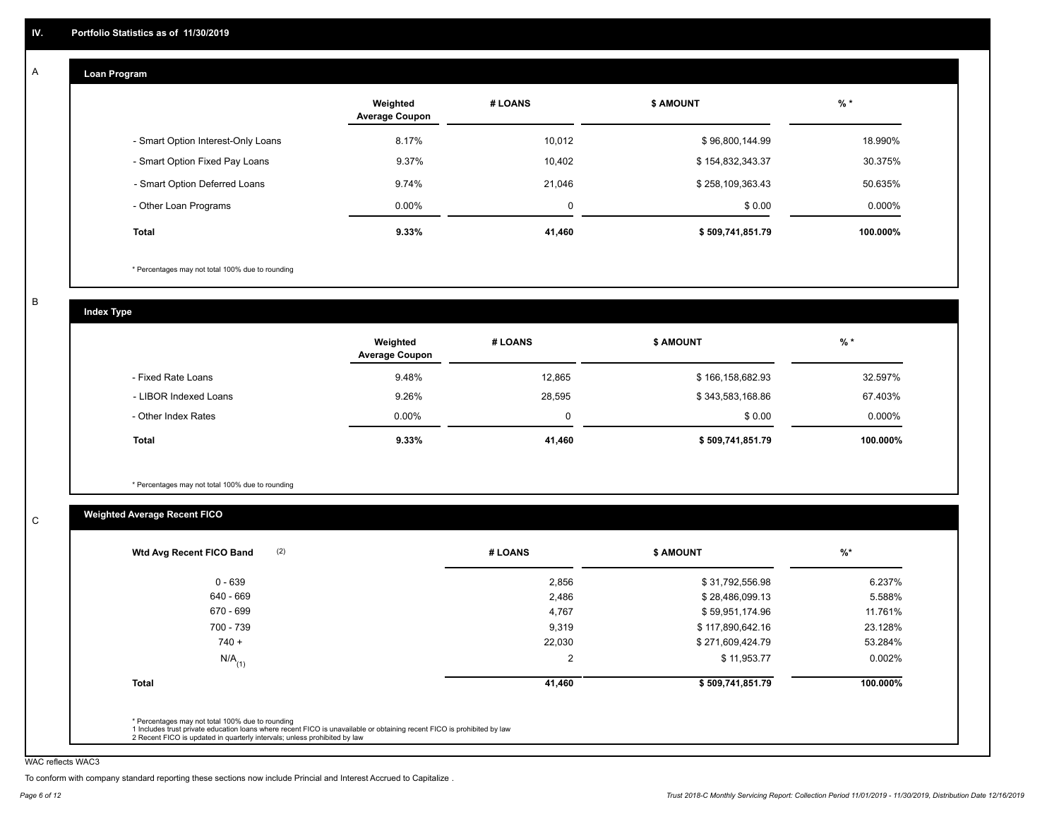## IV. Portfolio Statistics as of 11/30/2019

A

### Loan Program

| | Weighted Average Coupon | # LOANS | $ AMOUNT | % * |
|---|---|---|---|---|
| - Smart Option Interest-Only Loans | 8.17% | 10,012 | $ 96,800,144.99 | 18.990% |
| - Smart Option Fixed Pay Loans | 9.37% | 10,402 | $ 154,832,343.37 | 30.375% |
| - Smart Option Deferred Loans | 9.74% | 21,046 | $ 258,109,363.43 | 50.635% |
| - Other Loan Programs | 0.00% | 0 | $ 0.00 | 0.000% |
| **Total** | **9.33%** | **41,460** | **$ 509,741,851.79** | **100.000%** |

* Percentages may not total 100% due to rounding

B

### Index Type

| | Weighted Average Coupon | # LOANS | $ AMOUNT | % * |
|---|---|---|---|---|
| - Fixed Rate Loans | 9.48% | 12,865 | $ 166,158,682.93 | 32.597% |
| - LIBOR Indexed Loans | 9.26% | 28,595 | $ 343,583,168.86 | 67.403% |
| - Other Index Rates | 0.00% | 0 | $ 0.00 | 0.000% |
| **Total** | **9.33%** | **41,460** | **$ 509,741,851.79** | **100.000%** |

* Percentages may not total 100% due to rounding

C

### Weighted Average Recent FICO

| Wtd Avg Recent FICO Band (2) | # LOANS | $ AMOUNT | %* |
|---|---|---|---|
| 0 - 639 | 2,856 | $ 31,792,556.98 | 6.237% |
| 640 - 669 | 2,486 | $ 28,486,099.13 | 5.588% |
| 670 - 699 | 4,767 | $ 59,951,174.96 | 11.761% |
| 700 - 739 | 9,319 | $ 117,890,642.16 | 23.128% |
| 740 + | 22,030 | $ 271,609,424.79 | 53.284% |
| N/A (1) | 2 | $ 11,953.77 | 0.002% |
| **Total** | **41,460** | **$ 509,741,851.79** | **100.000%** |

* Percentages may not total 100% due to rounding
1 Includes trust private education loans where recent FICO is unavailable or obtaining recent FICO is prohibited by law
2 Recent FICO is updated in quarterly intervals; unless prohibited by law

WAC reflects WAC3

To conform with company standard reporting these sections now include Princial and Interest Accrued to Capitalize .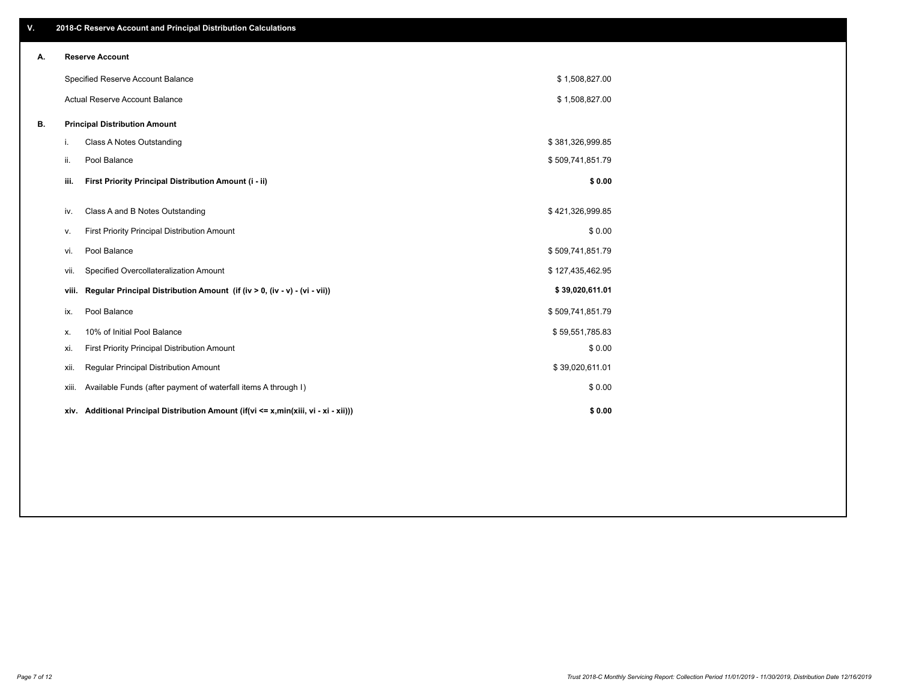## V. 2018-C Reserve Account and Principal Distribution Calculations

### A. Reserve Account

| | |
|---|---|
| Specified Reserve Account Balance | $ 1,508,827.00 |
| Actual Reserve Account Balance | $ 1,508,827.00 |

### B. Principal Distribution Amount

| | | |
|---|---|---|
| i. | Class A Notes Outstanding | $ 381,326,999.85 |
| ii. | Pool Balance | $ 509,741,851.79 |
| **iii.** | **First Priority Principal Distribution Amount (i - ii)** | **$ 0.00** |
| iv. | Class A and B Notes Outstanding | $ 421,326,999.85 |
| v. | First Priority Principal Distribution Amount | $ 0.00 |
| vi. | Pool Balance | $ 509,741,851.79 |
| vii. | Specified Overcollateralization Amount | $ 127,435,462.95 |
| **viii.** | **Regular Principal Distribution Amount (if (iv > 0, (iv - v) - (vi - vii))** | **$ 39,020,611.01** |
| ix. | Pool Balance | $ 509,741,851.79 |
| x. | 10% of Initial Pool Balance | $ 59,551,785.83 |
| xi. | First Priority Principal Distribution Amount | $ 0.00 |
| xii. | Regular Principal Distribution Amount | $ 39,020,611.01 |
| xiii. | Available Funds (after payment of waterfall items A through I) | $ 0.00 |
| **xiv.** | **Additional Principal Distribution Amount (if(vi <= x,min(xiii, vi - xi - xii)))** | **$ 0.00** |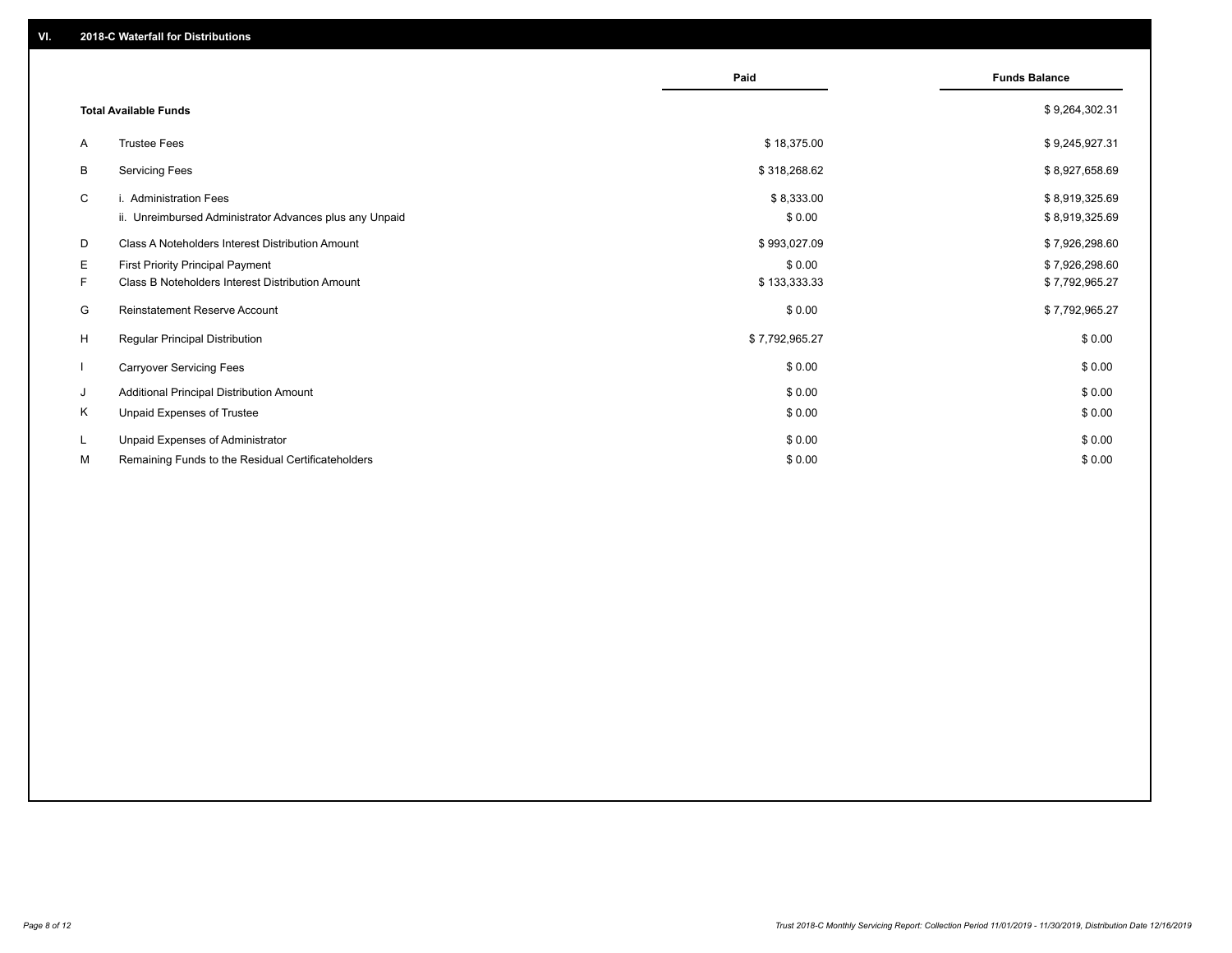## VI. 2018-C Waterfall for Distributions

| | | Paid | Funds Balance |
|---|---|---|---|
| | **Total Available Funds** | | $ 9,264,302.31 |
| A | Trustee Fees | $ 18,375.00 | $ 9,245,927.31 |
| B | Servicing Fees | $ 318,268.62 | $ 8,927,658.69 |
| C | i. Administration Fees | $ 8,333.00 | $ 8,919,325.69 |
| | ii. Unreimbursed Administrator Advances plus any Unpaid | $ 0.00 | $ 8,919,325.69 |
| D | Class A Noteholders Interest Distribution Amount | $ 993,027.09 | $ 7,926,298.60 |
| E | First Priority Principal Payment | $ 0.00 | $ 7,926,298.60 |
| F | Class B Noteholders Interest Distribution Amount | $ 133,333.33 | $ 7,792,965.27 |
| G | Reinstatement Reserve Account | $ 0.00 | $ 7,792,965.27 |
| H | Regular Principal Distribution | $ 7,792,965.27 | $ 0.00 |
| I | Carryover Servicing Fees | $ 0.00 | $ 0.00 |
| J | Additional Principal Distribution Amount | $ 0.00 | $ 0.00 |
| K | Unpaid Expenses of Trustee | $ 0.00 | $ 0.00 |
| L | Unpaid Expenses of Administrator | $ 0.00 | $ 0.00 |
| M | Remaining Funds to the Residual Certificateholders | $ 0.00 | $ 0.00 |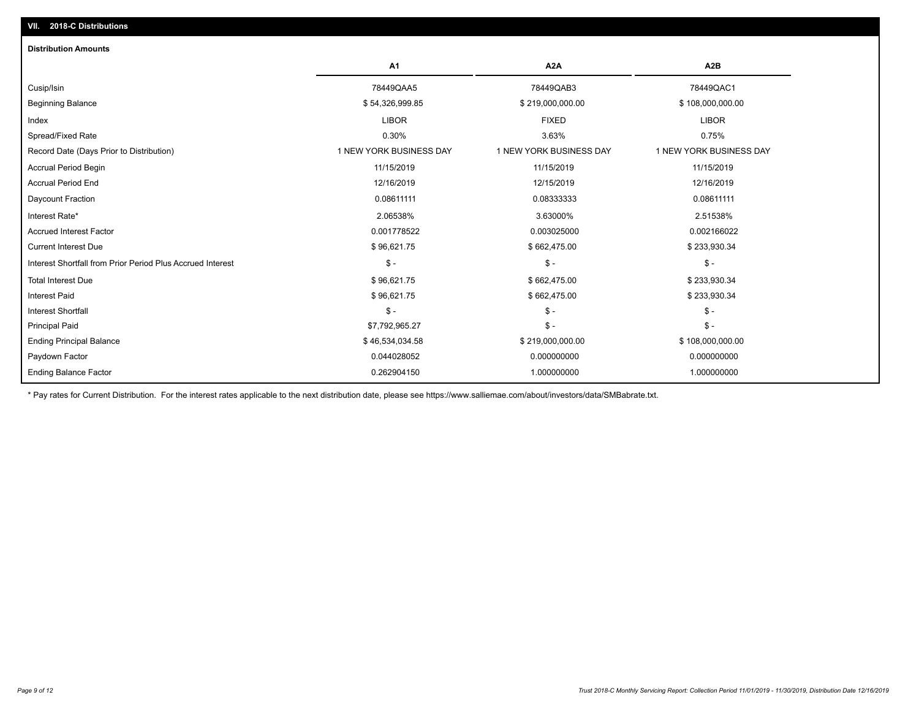## VII. 2018-C Distributions

### Distribution Amounts

| | A1 | A2A | A2B |
|---|---|---|---|
| Cusip/Isin | 78449QAA5 | 78449QAB3 | 78449QAC1 |
| Beginning Balance | $ 54,326,999.85 | $ 219,000,000.00 | $ 108,000,000.00 |
| Index | LIBOR | FIXED | LIBOR |
| Spread/Fixed Rate | 0.30% | 3.63% | 0.75% |
| Record Date (Days Prior to Distribution) | 1 NEW YORK BUSINESS DAY | 1 NEW YORK BUSINESS DAY | 1 NEW YORK BUSINESS DAY |
| Accrual Period Begin | 11/15/2019 | 11/15/2019 | 11/15/2019 |
| Accrual Period End | 12/16/2019 | 12/15/2019 | 12/16/2019 |
| Daycount Fraction | 0.08611111 | 0.08333333 | 0.08611111 |
| Interest Rate* | 2.06538% | 3.63000% | 2.51538% |
| Accrued Interest Factor | 0.001778522 | 0.003025000 | 0.002166022 |
| Current Interest Due | $ 96,621.75 | $ 662,475.00 | $ 233,930.34 |
| Interest Shortfall from Prior Period Plus Accrued Interest | $ - | $ - | $ - |
| Total Interest Due | $ 96,621.75 | $ 662,475.00 | $ 233,930.34 |
| Interest Paid | $ 96,621.75 | $ 662,475.00 | $ 233,930.34 |
| Interest Shortfall | $ - | $ - | $ - |
| Principal Paid | $7,792,965.27 | $ - | $ - |
| Ending Principal Balance | $ 46,534,034.58 | $ 219,000,000.00 | $ 108,000,000.00 |
| Paydown Factor | 0.044028052 | 0.000000000 | 0.000000000 |
| Ending Balance Factor | 0.262904150 | 1.000000000 | 1.000000000 |

* Pay rates for Current Distribution. For the interest rates applicable to the next distribution date, please see https://www.salliemae.com/about/investors/data/SMBabrate.txt.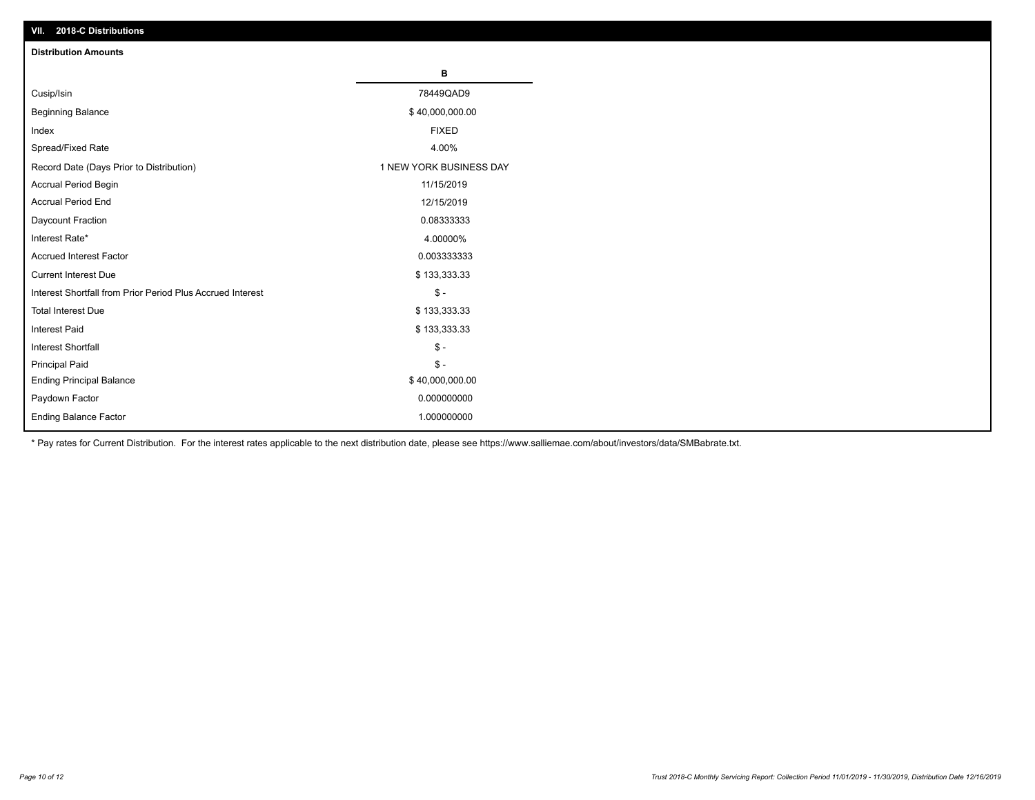## VII. 2018-C Distributions

### Distribution Amounts

| | B |
|---|---|
| Cusip/Isin | 78449QAD9 |
| Beginning Balance | $ 40,000,000.00 |
| Index | FIXED |
| Spread/Fixed Rate | 4.00% |
| Record Date (Days Prior to Distribution) | 1 NEW YORK BUSINESS DAY |
| Accrual Period Begin | 11/15/2019 |
| Accrual Period End | 12/15/2019 |
| Daycount Fraction | 0.08333333 |
| Interest Rate* | 4.00000% |
| Accrued Interest Factor | 0.003333333 |
| Current Interest Due | $ 133,333.33 |
| Interest Shortfall from Prior Period Plus Accrued Interest | $ - |
| Total Interest Due | $ 133,333.33 |
| Interest Paid | $ 133,333.33 |
| Interest Shortfall | $ - |
| Principal Paid | $ - |
| Ending Principal Balance | $ 40,000,000.00 |
| Paydown Factor | 0.000000000 |
| Ending Balance Factor | 1.000000000 |

* Pay rates for Current Distribution. For the interest rates applicable to the next distribution date, please see https://www.salliemae.com/about/investors/data/SMBabrate.txt.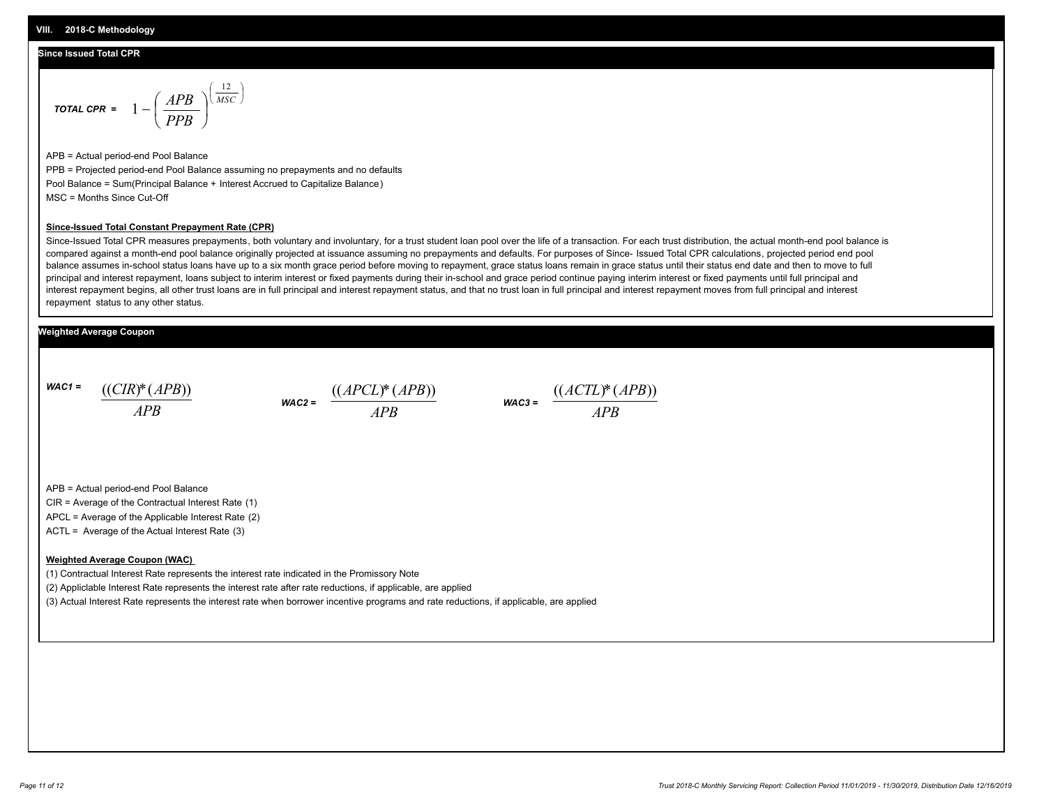## VIII. 2018-C Methodology

### Since Issued Total CPR

$$\textbf{TOTAL CPR} = 1 - \left(\frac{APB}{PPB}\right)^{\left(\frac{12}{MSC}\right)}$$

APB = Actual period-end Pool Balance

PPB = Projected period-end Pool Balance assuming no prepayments and no defaults

Pool Balance = Sum(Principal Balance + Interest Accrued to Capitalize Balance)

MSC = Months Since Cut-Off

**Since-Issued Total Constant Prepayment Rate (CPR)**

Since-Issued Total CPR measures prepayments, both voluntary and involuntary, for a trust student loan pool over the life of a transaction. For each trust distribution, the actual month-end pool balance is compared against a month-end pool balance originally projected at issuance assuming no prepayments and defaults. For purposes of Since- Issued Total CPR calculations, projected period end pool balance assumes in-school status loans have up to a six month grace period before moving to repayment, grace status loans remain in grace status until their status end date and then to move to full principal and interest repayment, loans subject to interim interest or fixed payments during their in-school and grace period continue paying interim interest or fixed payments until full principal and interest repayment begins, all other trust loans are in full principal and interest repayment status, and that no trust loan in full principal and interest repayment moves from full principal and interest repayment status to any other status.

### Weighted Average Coupon

$$\textbf{WAC1} = \frac{((CIR)*(APB))}{APB} \qquad \textbf{WAC2} = \frac{((APCL)*(APB))}{APB} \qquad \textbf{WAC3} = \frac{((ACTL)*(APB))}{APB}$$

APB = Actual period-end Pool Balance

CIR = Average of the Contractual Interest Rate (1)

APCL = Average of the Applicable Interest Rate (2)

ACTL = Average of the Actual Interest Rate (3)

**Weighted Average Coupon (WAC)**

(1) Contractual Interest Rate represents the interest rate indicated in the Promissory Note

(2) Appliclable Interest Rate represents the interest rate after rate reductions, if applicable, are applied

(3) Actual Interest Rate represents the interest rate when borrower incentive programs and rate reductions, if applicable, are applied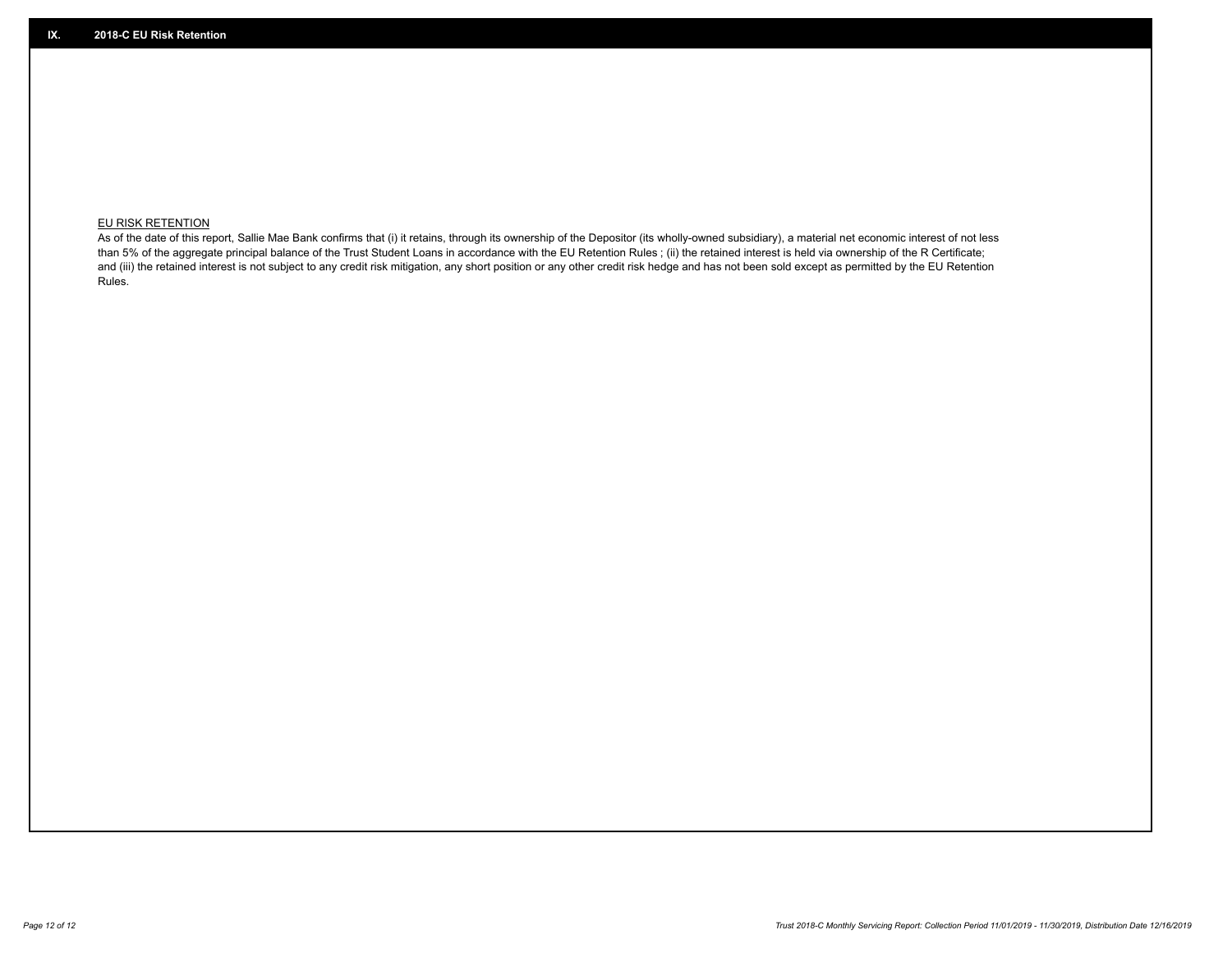## IX. 2018-C EU Risk Retention

EU RISK RETENTION

As of the date of this report, Sallie Mae Bank confirms that (i) it retains, through its ownership of the Depositor (its wholly-owned subsidiary), a material net economic interest of not less than 5% of the aggregate principal balance of the Trust Student Loans in accordance with the EU Retention Rules ; (ii) the retained interest is held via ownership of the R Certificate; and (iii) the retained interest is not subject to any credit risk mitigation, any short position or any other credit risk hedge and has not been sold except as permitted by the EU Retention Rules.